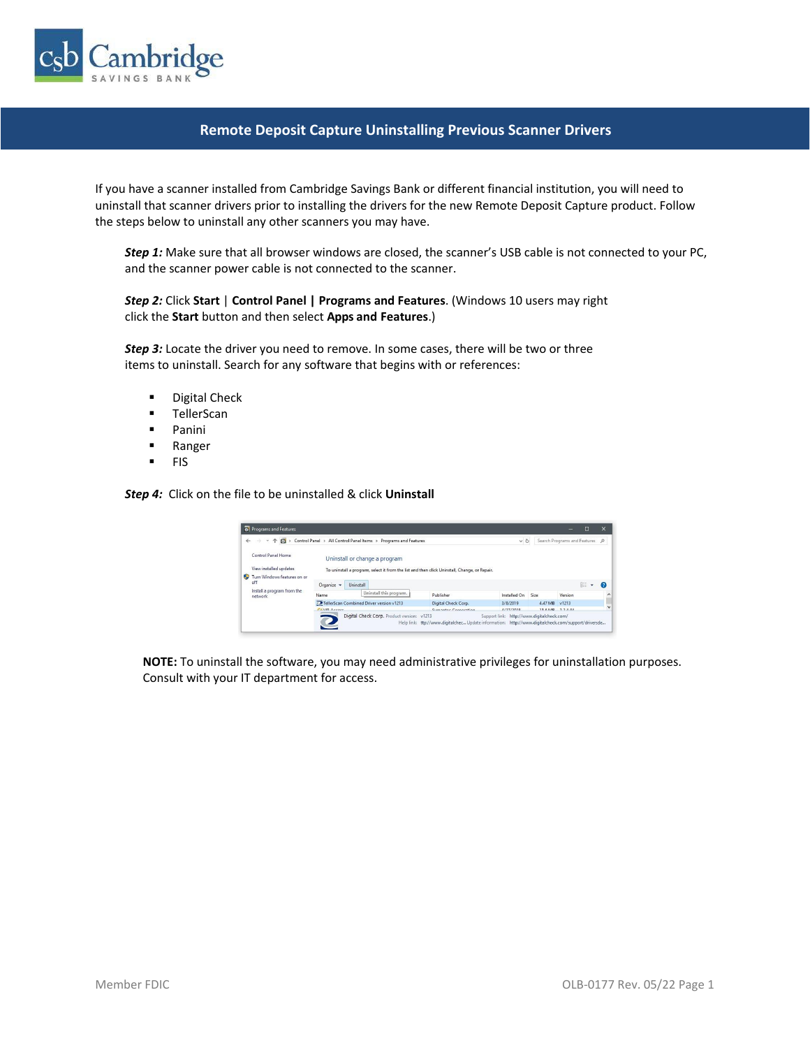# Remote Deposit Capture Uninstalling Previous Scanner Drivers

If you have a scanner installed from Cambridge Savings Bank or different financial institution, you will need to uninstall that scanner drivers prior to installing the drivers for the new Remote Deposit Capture product. Follow the steps below to uninstall any other scanners you may have.

***Step 1:*** Make sure that all browser windows are closed, the scanner's USB cable is not connected to your PC, and the scanner power cable is not connected to the scanner.

***Step 2:*** Click **Start** | **Control Panel | Programs and Features**. (Windows 10 users may right click the **Start** button and then select **Apps and Features**.)

***Step 3:*** Locate the driver you need to remove. In some cases, there will be two or three items to uninstall. Search for any software that begins with or references:

- Digital Check
- TellerScan
- Panini
- Ranger
- FIS

***Step 4:*** Click on the file to be uninstalled & click **Uninstall**

**NOTE:** To uninstall the software, you may need administrative privileges for uninstallation purposes. Consult with your IT department for access.

Member FDIC

OLB-0177 Rev. 05/22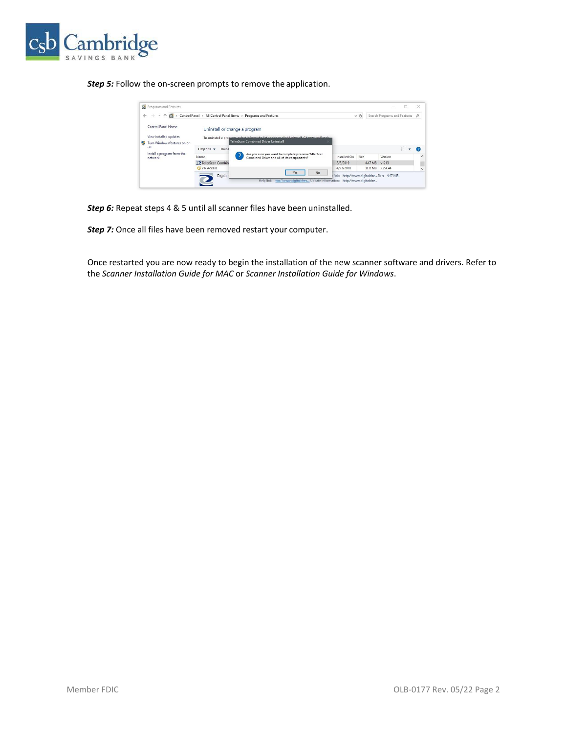***Step 5:*** Follow the on-screen prompts to remove the application.

***Step 6:*** Repeat steps 4 & 5 until all scanner files have been uninstalled.

***Step 7:*** Once all files have been removed restart your computer.

Once restarted you are now ready to begin the installation of the new scanner software and drivers. Refer to the *Scanner Installation Guide for MAC* or *Scanner Installation Guide for Windows*.

Member FDIC

OLB-0177 Rev. 05/22